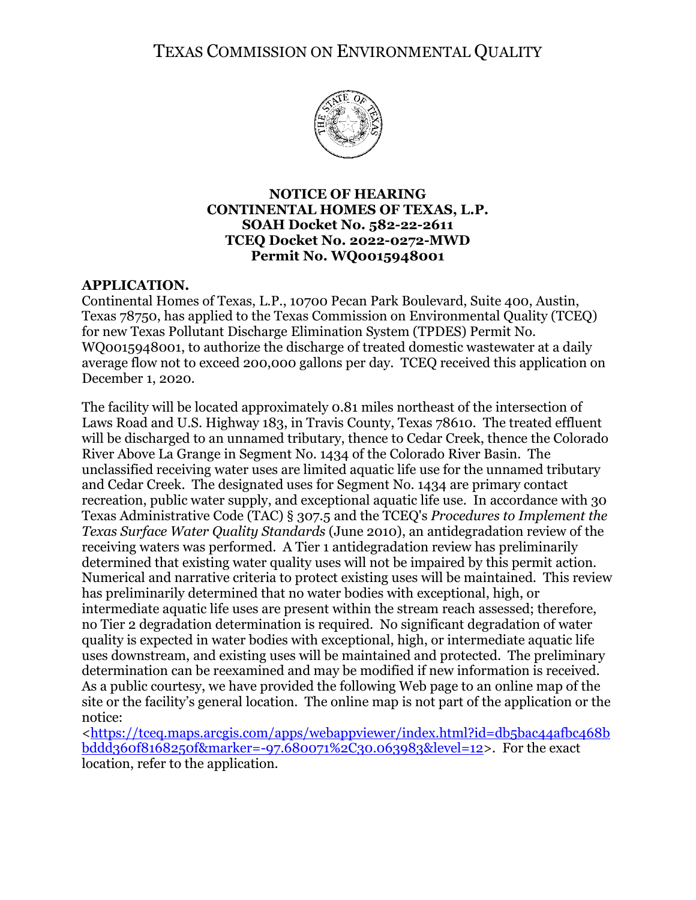# TEXAS COMMISSION ON ENVIRONMENTAL QUALITY

**NOTICE OF HEARING**
**CONTINENTAL HOMES OF TEXAS, L.P.**
**SOAH Docket No. 582-22-2611**
**TCEQ Docket No. 2022-0272-MWD**
**Permit No. WQ0015948001**

**APPLICATION.**
Continental Homes of Texas, L.P., 10700 Pecan Park Boulevard, Suite 400, Austin, Texas 78750, has applied to the Texas Commission on Environmental Quality (TCEQ) for new Texas Pollutant Discharge Elimination System (TPDES) Permit No. WQ0015948001, to authorize the discharge of treated domestic wastewater at a daily average flow not to exceed 200,000 gallons per day. TCEQ received this application on December 1, 2020.

The facility will be located approximately 0.81 miles northeast of the intersection of Laws Road and U.S. Highway 183, in Travis County, Texas 78610. The treated effluent will be discharged to an unnamed tributary, thence to Cedar Creek, thence the Colorado River Above La Grange in Segment No. 1434 of the Colorado River Basin. The unclassified receiving water uses are limited aquatic life use for the unnamed tributary and Cedar Creek. The designated uses for Segment No. 1434 are primary contact recreation, public water supply, and exceptional aquatic life use. In accordance with 30 Texas Administrative Code (TAC) § 307.5 and the TCEQ's *Procedures to Implement the Texas Surface Water Quality Standards* (June 2010), an antidegradation review of the receiving waters was performed. A Tier 1 antidegradation review has preliminarily determined that existing water quality uses will not be impaired by this permit action. Numerical and narrative criteria to protect existing uses will be maintained. This review has preliminarily determined that no water bodies with exceptional, high, or intermediate aquatic life uses are present within the stream reach assessed; therefore, no Tier 2 degradation determination is required. No significant degradation of water quality is expected in water bodies with exceptional, high, or intermediate aquatic life uses downstream, and existing uses will be maintained and protected. The preliminary determination can be reexamined and may be modified if new information is received. As a public courtesy, we have provided the following Web page to an online map of the site or the facility's general location. The online map is not part of the application or the notice:
<https://tceq.maps.arcgis.com/apps/webappviewer/index.html?id=db5bac44afbc468bbddd360f8168250f&marker=-97.680071%2C30.063983&level=12>. For the exact location, refer to the application.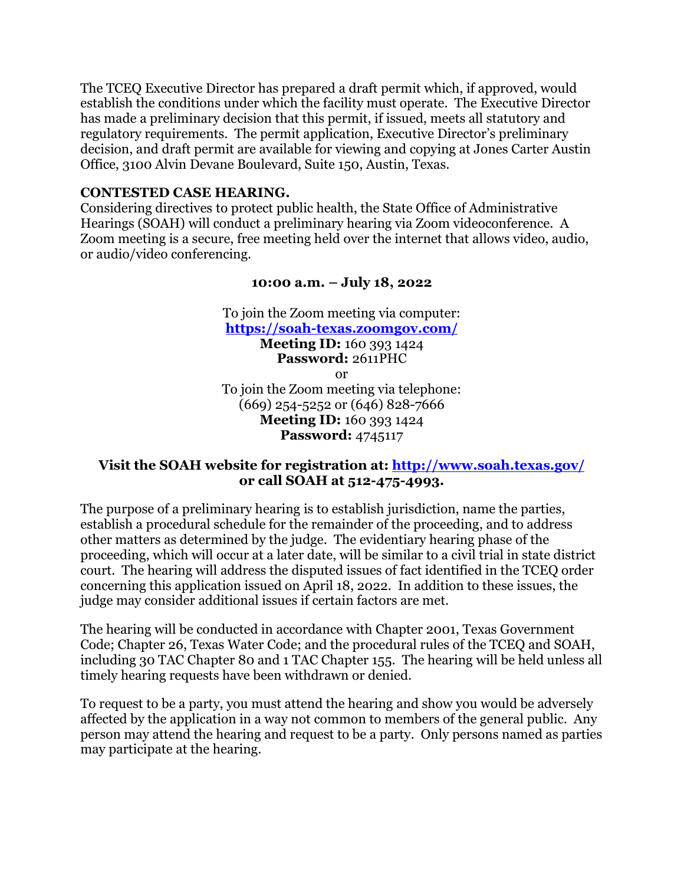The TCEQ Executive Director has prepared a draft permit which, if approved, would establish the conditions under which the facility must operate. The Executive Director has made a preliminary decision that this permit, if issued, meets all statutory and regulatory requirements. The permit application, Executive Director's preliminary decision, and draft permit are available for viewing and copying at Jones Carter Austin Office, 3100 Alvin Devane Boulevard, Suite 150, Austin, Texas.

**CONTESTED CASE HEARING.**
Considering directives to protect public health, the State Office of Administrative Hearings (SOAH) will conduct a preliminary hearing via Zoom videoconference. A Zoom meeting is a secure, free meeting held over the internet that allows video, audio, or audio/video conferencing.

**10:00 a.m. – July 18, 2022**

To join the Zoom meeting via computer:
**https://soah-texas.zoomgov.com/**
**Meeting ID:** 160 393 1424
**Password:** 2611PHC
or
To join the Zoom meeting via telephone:
(669) 254-5252 or (646) 828-7666
**Meeting ID:** 160 393 1424
**Password:** 4745117

**Visit the SOAH website for registration at: http://www.soah.texas.gov/ or call SOAH at 512-475-4993.**

The purpose of a preliminary hearing is to establish jurisdiction, name the parties, establish a procedural schedule for the remainder of the proceeding, and to address other matters as determined by the judge. The evidentiary hearing phase of the proceeding, which will occur at a later date, will be similar to a civil trial in state district court. The hearing will address the disputed issues of fact identified in the TCEQ order concerning this application issued on April 18, 2022. In addition to these issues, the judge may consider additional issues if certain factors are met.

The hearing will be conducted in accordance with Chapter 2001, Texas Government Code; Chapter 26, Texas Water Code; and the procedural rules of the TCEQ and SOAH, including 30 TAC Chapter 80 and 1 TAC Chapter 155. The hearing will be held unless all timely hearing requests have been withdrawn or denied.

To request to be a party, you must attend the hearing and show you would be adversely affected by the application in a way not common to members of the general public. Any person may attend the hearing and request to be a party. Only persons named as parties may participate at the hearing.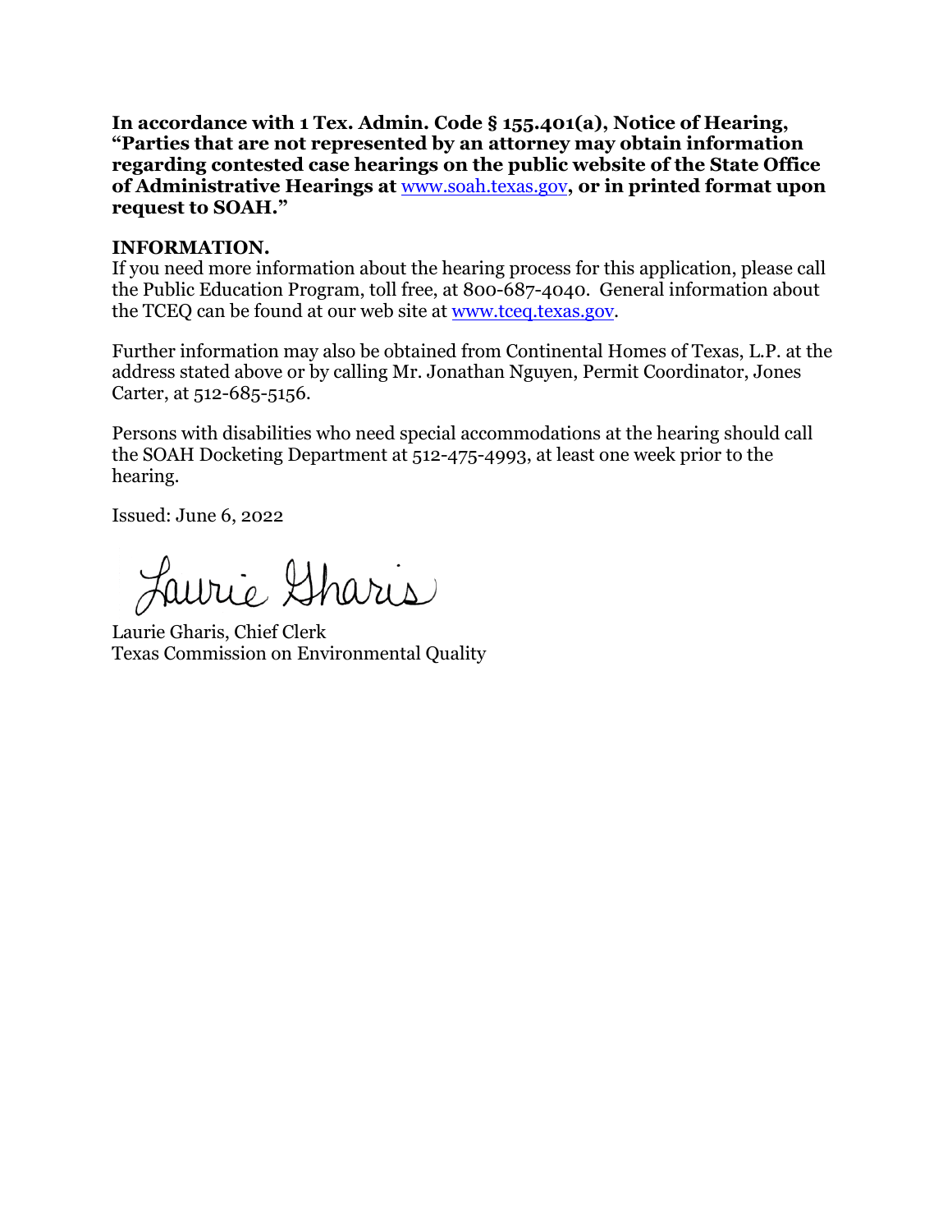**In accordance with 1 Tex. Admin. Code § 155.401(a), Notice of Hearing, "Parties that are not represented by an attorney may obtain information regarding contested case hearings on the public website of the State Office of Administrative Hearings at www.soah.texas.gov, or in printed format upon request to SOAH."**

**INFORMATION.**
If you need more information about the hearing process for this application, please call the Public Education Program, toll free, at 800-687-4040. General information about the TCEQ can be found at our web site at www.tceq.texas.gov.

Further information may also be obtained from Continental Homes of Texas, L.P. at the address stated above or by calling Mr. Jonathan Nguyen, Permit Coordinator, Jones Carter, at 512-685-5156.

Persons with disabilities who need special accommodations at the hearing should call the SOAH Docketing Department at 512-475-4993, at least one week prior to the hearing.

Issued: June 6, 2022

Laurie Gharis

Laurie Gharis, Chief Clerk
Texas Commission on Environmental Quality